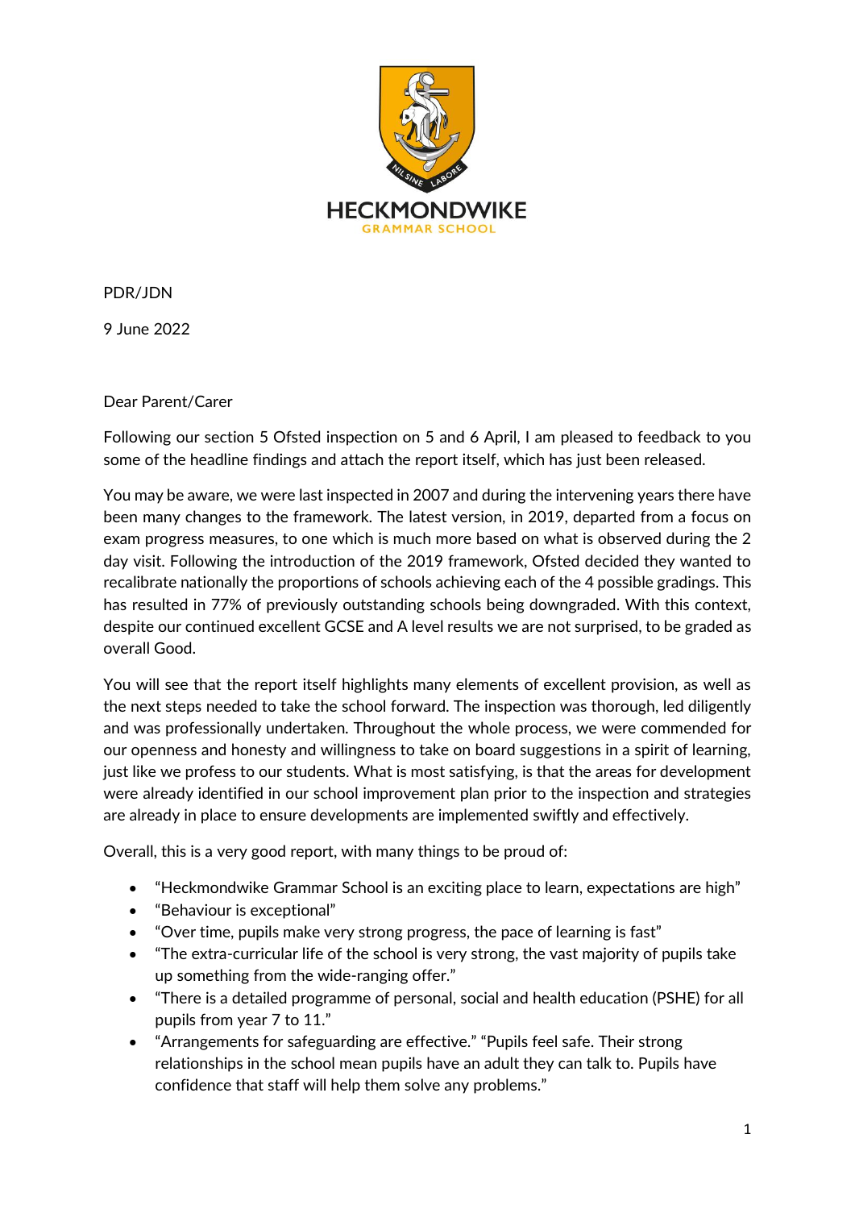HECKMONDWIKE
GRAMMAR SCHOOL

PDR/JDN

9 June 2022

Dear Parent/Carer

Following our section 5 Ofsted inspection on 5 and 6 April, I am pleased to feedback to you some of the headline findings and attach the report itself, which has just been released.

You may be aware, we were last inspected in 2007 and during the intervening years there have been many changes to the framework. The latest version, in 2019, departed from a focus on exam progress measures, to one which is much more based on what is observed during the 2 day visit. Following the introduction of the 2019 framework, Ofsted decided they wanted to recalibrate nationally the proportions of schools achieving each of the 4 possible gradings. This has resulted in 77% of previously outstanding schools being downgraded. With this context, despite our continued excellent GCSE and A level results we are not surprised, to be graded as overall Good.

You will see that the report itself highlights many elements of excellent provision, as well as the next steps needed to take the school forward. The inspection was thorough, led diligently and was professionally undertaken. Throughout the whole process, we were commended for our openness and honesty and willingness to take on board suggestions in a spirit of learning, just like we profess to our students. What is most satisfying, is that the areas for development were already identified in our school improvement plan prior to the inspection and strategies are already in place to ensure developments are implemented swiftly and effectively.

Overall, this is a very good report, with many things to be proud of:

- "Heckmondwike Grammar School is an exciting place to learn, expectations are high"
- "Behaviour is exceptional"
- "Over time, pupils make very strong progress, the pace of learning is fast"
- "The extra-curricular life of the school is very strong, the vast majority of pupils take up something from the wide-ranging offer."
- "There is a detailed programme of personal, social and health education (PSHE) for all pupils from year 7 to 11."
- "Arrangements for safeguarding are effective." "Pupils feel safe. Their strong relationships in the school mean pupils have an adult they can talk to. Pupils have confidence that staff will help them solve any problems."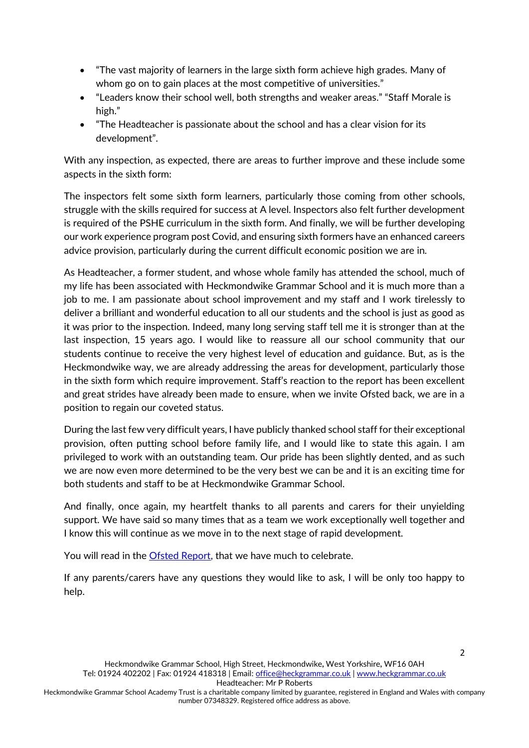- "The vast majority of learners in the large sixth form achieve high grades. Many of whom go on to gain places at the most competitive of universities."
- "Leaders know their school well, both strengths and weaker areas." "Staff Morale is high."
- "The Headteacher is passionate about the school and has a clear vision for its development".

With any inspection, as expected, there are areas to further improve and these include some aspects in the sixth form:

The inspectors felt some sixth form learners, particularly those coming from other schools, struggle with the skills required for success at A level. Inspectors also felt further development is required of the PSHE curriculum in the sixth form. And finally, we will be further developing our work experience program post Covid, and ensuring sixth formers have an enhanced careers advice provision, particularly during the current difficult economic position we are in.

As Headteacher, a former student, and whose whole family has attended the school, much of my life has been associated with Heckmondwike Grammar School and it is much more than a job to me. I am passionate about school improvement and my staff and I work tirelessly to deliver a brilliant and wonderful education to all our students and the school is just as good as it was prior to the inspection. Indeed, many long serving staff tell me it is stronger than at the last inspection, 15 years ago. I would like to reassure all our school community that our students continue to receive the very highest level of education and guidance. But, as is the Heckmondwike way, we are already addressing the areas for development, particularly those in the sixth form which require improvement. Staff's reaction to the report has been excellent and great strides have already been made to ensure, when we invite Ofsted back, we are in a position to regain our coveted status.

During the last few very difficult years, I have publicly thanked school staff for their exceptional provision, often putting school before family life, and I would like to state this again. I am privileged to work with an outstanding team. Our pride has been slightly dented, and as such we are now even more determined to be the very best we can be and it is an exciting time for both students and staff to be at Heckmondwike Grammar School.

And finally, once again, my heartfelt thanks to all parents and carers for their unyielding support. We have said so many times that as a team we work exceptionally well together and I know this will continue as we move in to the next stage of rapid development.

You will read in the Ofsted Report, that we have much to celebrate.

If any parents/carers have any questions they would like to ask, I will be only too happy to help.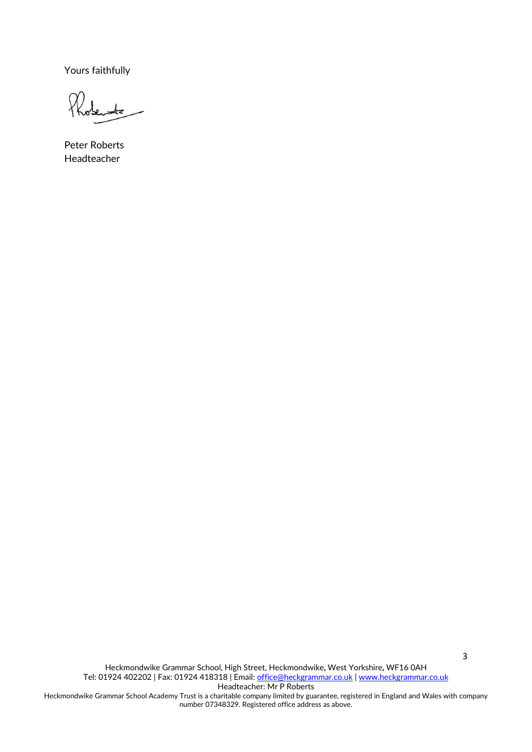Yours faithfully

Peter Roberts
Headteacher